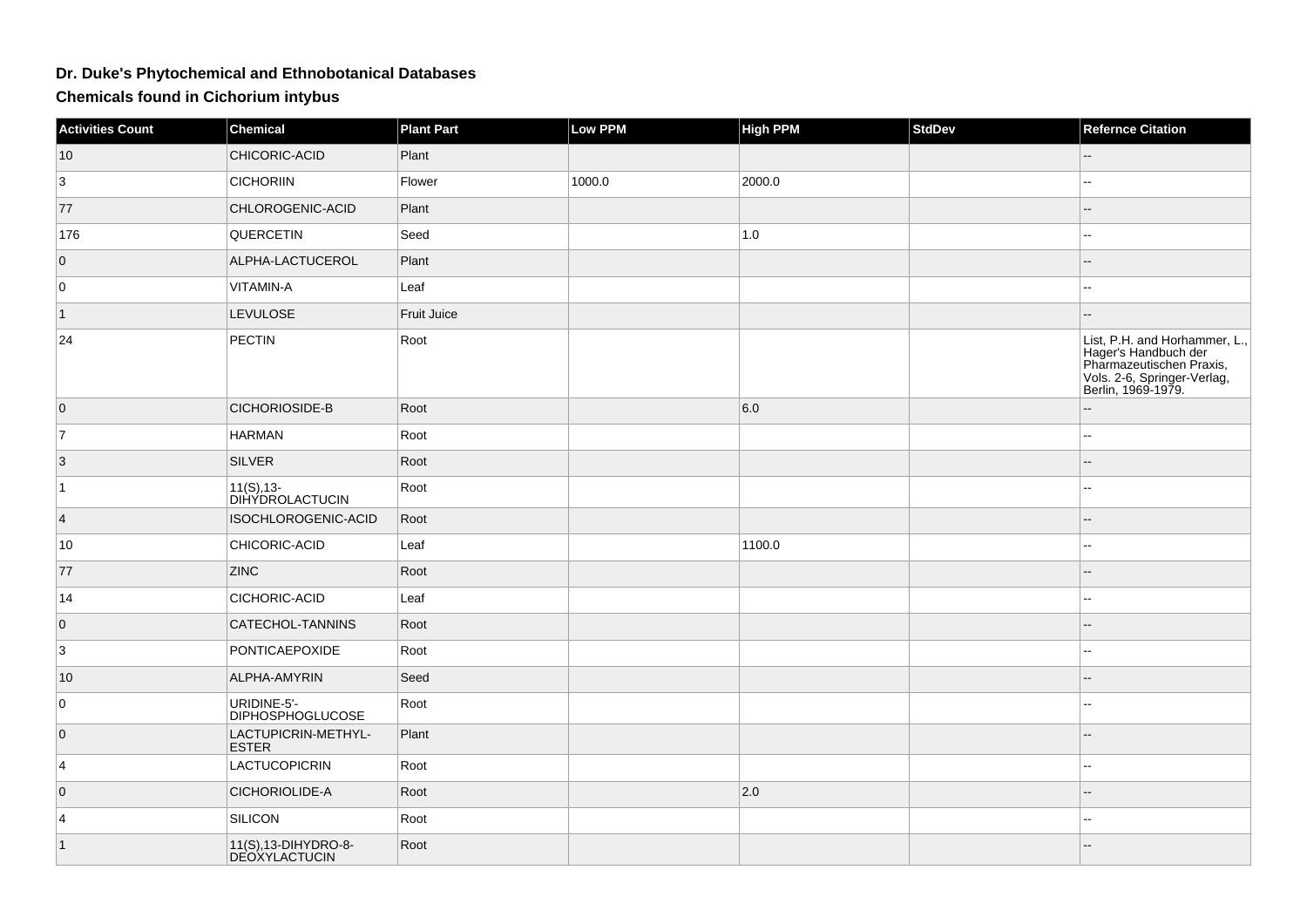# Dr. Duke's Phytochemical and Ethnobotanical Databases

## Chemicals found in Cichorium intybus

| Activities Count | Chemical | Plant Part | Low PPM | High PPM | StdDev | Refernce Citation |
|---|---|---|---|---|---|---|
| 10 | CHICORIC-ACID | Plant | | | | -- |
| 3 | CICHORIIN | Flower | 1000.0 | 2000.0 | | -- |
| 77 | CHLOROGENIC-ACID | Plant | | | | -- |
| 176 | QUERCETIN | Seed | | 1.0 | | -- |
| 0 | ALPHA-LACTUCEROL | Plant | | | | -- |
| 0 | VITAMIN-A | Leaf | | | | -- |
| 1 | LEVULOSE | Fruit Juice | | | | -- |
| 24 | PECTIN | Root | | | | List, P.H. and Horhammer, L., Hager's Handbuch der Pharmazeutischen Praxis, Vols. 2-6, Springer-Verlag, Berlin, 1969-1979. |
| 0 | CICHORIOSIDE-B | Root | | 6.0 | | -- |
| 7 | HARMAN | Root | | | | -- |
| 3 | SILVER | Root | | | | -- |
| 1 | 11(S),13-DIHYDROLACTUCIN | Root | | | | -- |
| 4 | ISOCHLOROGENIC-ACID | Root | | | | -- |
| 10 | CHICORIC-ACID | Leaf | | 1100.0 | | -- |
| 77 | ZINC | Root | | | | -- |
| 14 | CICHORIC-ACID | Leaf | | | | -- |
| 0 | CATECHOL-TANNINS | Root | | | | -- |
| 3 | PONTICAEPOXIDE | Root | | | | -- |
| 10 | ALPHA-AMYRIN | Seed | | | | -- |
| 0 | URIDINE-5'-DIPHOSPHOGLUCOSE | Root | | | | -- |
| 0 | LACTUPICRIN-METHYL-ESTER | Plant | | | | -- |
| 4 | LACTUCOPICRIN | Root | | | | -- |
| 0 | CICHORIOLIDE-A | Root | | 2.0 | | -- |
| 4 | SILICON | Root | | | | -- |
| 1 | 11(S),13-DIHYDRO-8-DEOXYLACTUCIN | Root | | | | -- |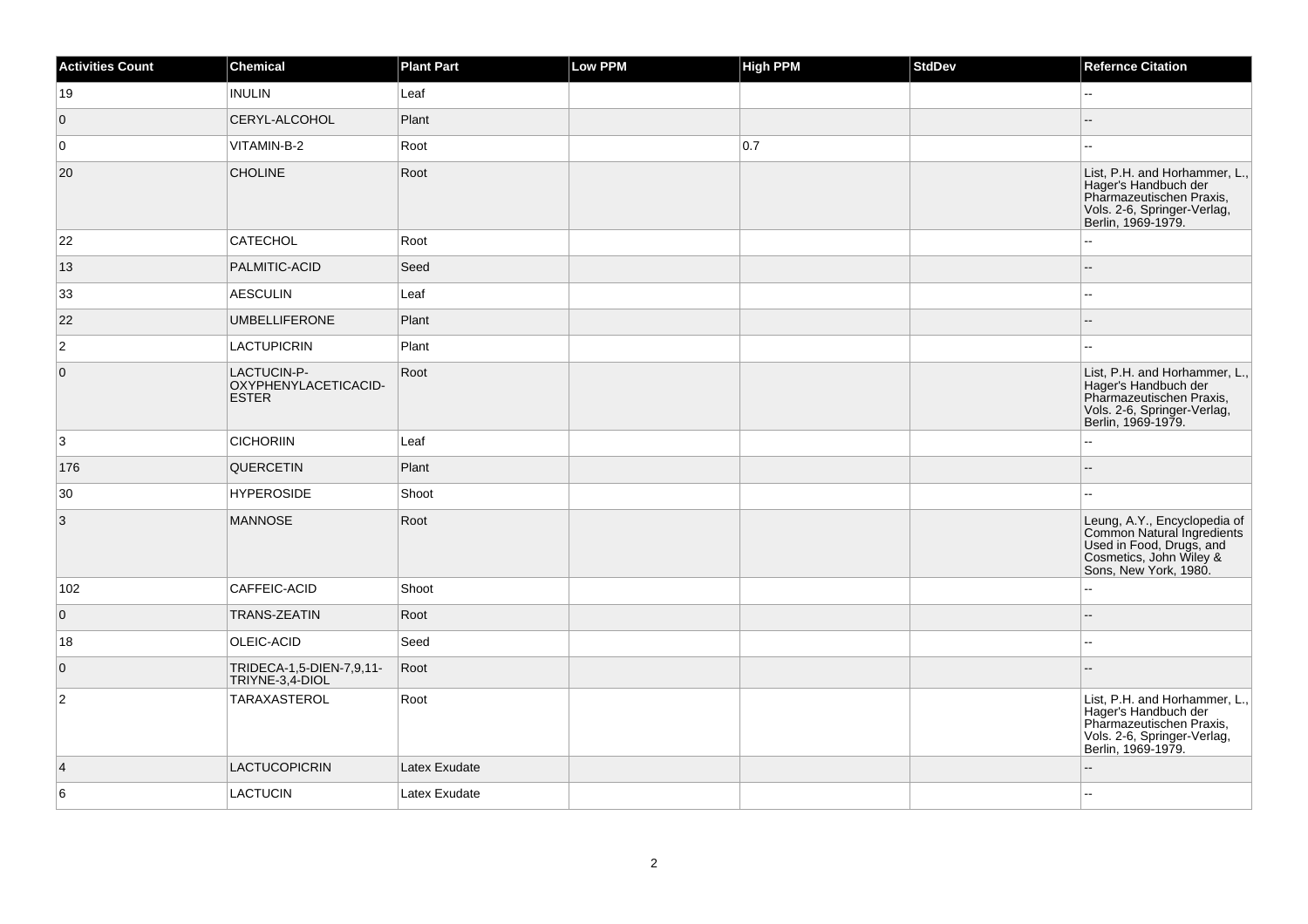| Activities Count | Chemical | Plant Part | Low PPM | High PPM | StdDev | Refernce Citation |
| --- | --- | --- | --- | --- | --- | --- |
| 19 | INULIN | Leaf | | | | -- |
| 0 | CERYL-ALCOHOL | Plant | | | | -- |
| 0 | VITAMIN-B-2 | Root | | 0.7 | | -- |
| 20 | CHOLINE | Root | | | | List, P.H. and Horhammer, L., Hager's Handbuch der Pharmazeutischen Praxis, Vols. 2-6, Springer-Verlag, Berlin, 1969-1979. |
| 22 | CATECHOL | Root | | | | -- |
| 13 | PALMITIC-ACID | Seed | | | | -- |
| 33 | AESCULIN | Leaf | | | | -- |
| 22 | UMBELLIFERONE | Plant | | | | -- |
| 2 | LACTUPICRIN | Plant | | | | -- |
| 0 | LACTUCIN-P-OXYPHENYLACETICACID-ESTER | Root | | | | List, P.H. and Horhammer, L., Hager's Handbuch der Pharmazeutischen Praxis, Vols. 2-6, Springer-Verlag, Berlin, 1969-1979. |
| 3 | CICHORIIN | Leaf | | | | -- |
| 176 | QUERCETIN | Plant | | | | -- |
| 30 | HYPEROSIDE | Shoot | | | | -- |
| 3 | MANNOSE | Root | | | | Leung, A.Y., Encyclopedia of Common Natural Ingredients Used in Food, Drugs, and Cosmetics, John Wiley & Sons, New York, 1980. |
| 102 | CAFFEIC-ACID | Shoot | | | | -- |
| 0 | TRANS-ZEATIN | Root | | | | -- |
| 18 | OLEIC-ACID | Seed | | | | -- |
| 0 | TRIDECA-1,5-DIEN-7,9,11-TRIYNE-3,4-DIOL | Root | | | | -- |
| 2 | TARAXASTEROL | Root | | | | List, P.H. and Horhammer, L., Hager's Handbuch der Pharmazeutischen Praxis, Vols. 2-6, Springer-Verlag, Berlin, 1969-1979. |
| 4 | LACTUCOPICRIN | Latex Exudate | | | | -- |
| 6 | LACTUCIN | Latex Exudate | | | | -- |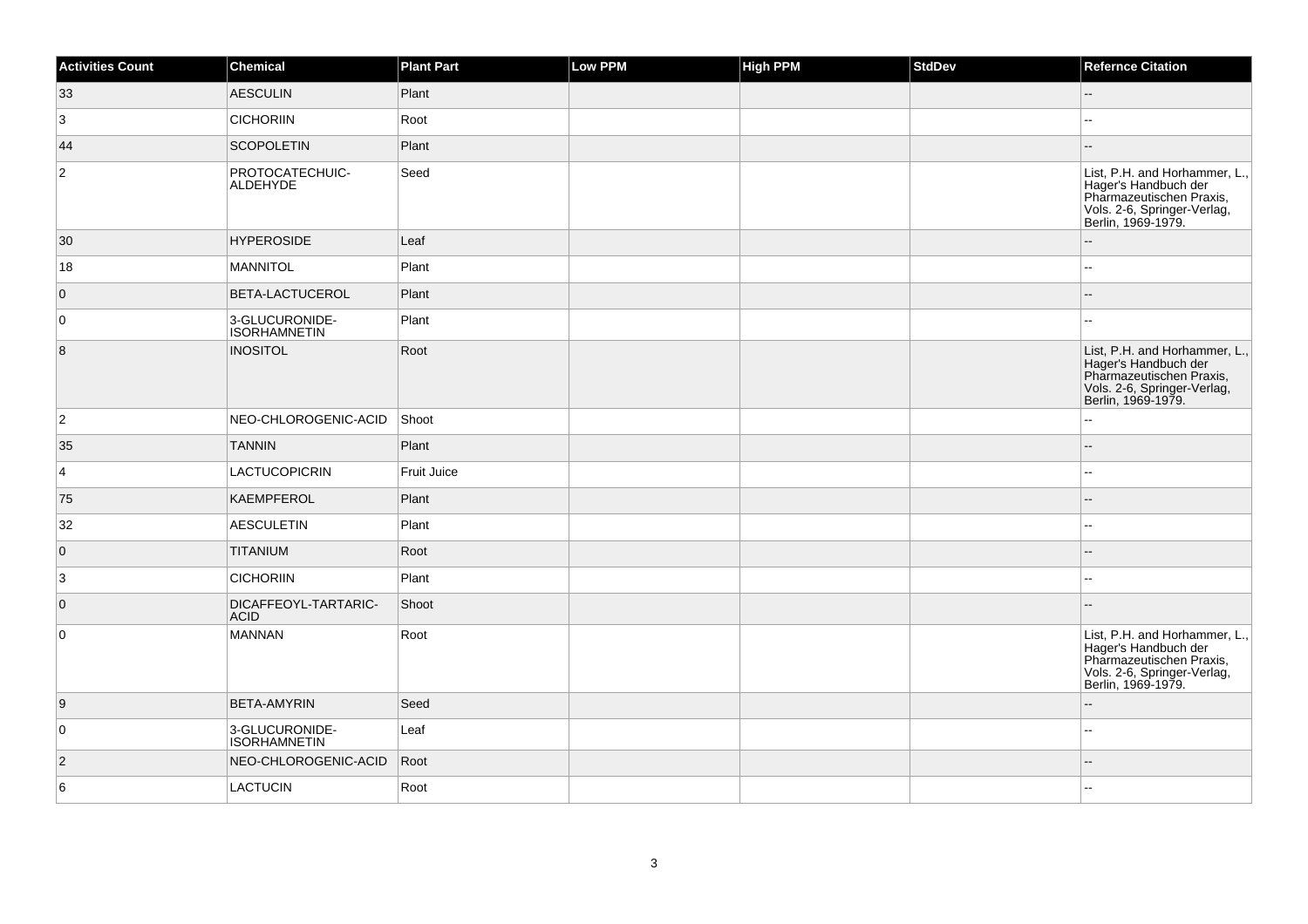| Activities Count | Chemical | Plant Part | Low PPM | High PPM | StdDev | Refernce Citation |
| --- | --- | --- | --- | --- | --- | --- |
| 33 | AESCULIN | Plant | | | | -- |
| 3 | CICHORIIN | Root | | | | -- |
| 44 | SCOPOLETIN | Plant | | | | -- |
| 2 | PROTOCATECHUIC-ALDEHYDE | Seed | | | | List, P.H. and Horhammer, L., Hager's Handbuch der Pharmazeutischen Praxis, Vols. 2-6, Springer-Verlag, Berlin, 1969-1979. |
| 30 | HYPEROSIDE | Leaf | | | | -- |
| 18 | MANNITOL | Plant | | | | -- |
| 0 | BETA-LACTUCEROL | Plant | | | | -- |
| 0 | 3-GLUCURONIDE-ISORHAMNETIN | Plant | | | | -- |
| 8 | INOSITOL | Root | | | | List, P.H. and Horhammer, L., Hager's Handbuch der Pharmazeutischen Praxis, Vols. 2-6, Springer-Verlag, Berlin, 1969-1979. |
| 2 | NEO-CHLOROGENIC-ACID | Shoot | | | | -- |
| 35 | TANNIN | Plant | | | | -- |
| 4 | LACTUCOPICRIN | Fruit Juice | | | | -- |
| 75 | KAEMPFEROL | Plant | | | | -- |
| 32 | AESCULETIN | Plant | | | | -- |
| 0 | TITANIUM | Root | | | | -- |
| 3 | CICHORIIN | Plant | | | | -- |
| 0 | DICAFFEOYL-TARTARIC-ACID | Shoot | | | | -- |
| 0 | MANNAN | Root | | | | List, P.H. and Horhammer, L., Hager's Handbuch der Pharmazeutischen Praxis, Vols. 2-6, Springer-Verlag, Berlin, 1969-1979. |
| 9 | BETA-AMYRIN | Seed | | | | -- |
| 0 | 3-GLUCURONIDE-ISORHAMNETIN | Leaf | | | | -- |
| 2 | NEO-CHLOROGENIC-ACID | Root | | | | -- |
| 6 | LACTUCIN | Root | | | | -- |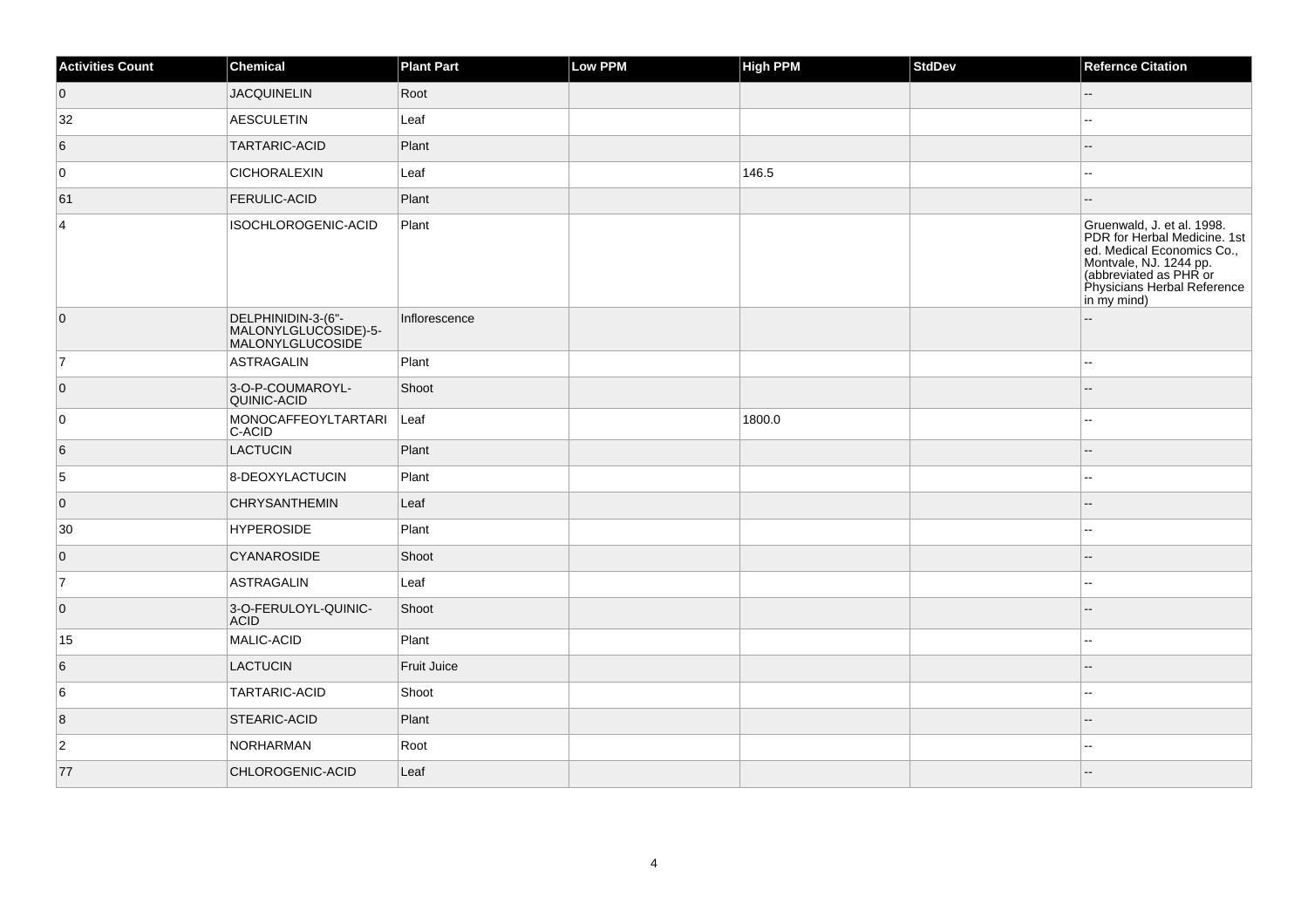| Activities Count | Chemical | Plant Part | Low PPM | High PPM | StdDev | Refernce Citation |
| --- | --- | --- | --- | --- | --- | --- |
| 0 | JACQUINELIN | Root | | | | -- |
| 32 | AESCULETIN | Leaf | | | | -- |
| 6 | TARTARIC-ACID | Plant | | | | -- |
| 0 | CICHORALEXIN | Leaf | | 146.5 | | -- |
| 61 | FERULIC-ACID | Plant | | | | -- |
| 4 | ISOCHLOROGENIC-ACID | Plant | | | | Gruenwald, J. et al. 1998. PDR for Herbal Medicine. 1st ed. Medical Economics Co., Montvale, NJ. 1244 pp. (abbreviated as PHR or Physicians Herbal Reference in my mind) |
| 0 | DELPHINIDIN-3-(6"-MALONYLGLUCOSIDE)-5-MALONYLGLUCOSIDE | Inflorescence | | | | -- |
| 7 | ASTRAGALIN | Plant | | | | -- |
| 0 | 3-O-P-COUMAROYL-QUINIC-ACID | Shoot | | | | -- |
| 0 | MONOCAFFEOYLTARTARIC-ACID | Leaf | | 1800.0 | | -- |
| 6 | LACTUCIN | Plant | | | | -- |
| 5 | 8-DEOXYLACTUCIN | Plant | | | | -- |
| 0 | CHRYSANTHEMIN | Leaf | | | | -- |
| 30 | HYPEROSIDE | Plant | | | | -- |
| 0 | CYANAROSIDE | Shoot | | | | -- |
| 7 | ASTRAGALIN | Leaf | | | | -- |
| 0 | 3-O-FERULOYL-QUINIC-ACID | Shoot | | | | -- |
| 15 | MALIC-ACID | Plant | | | | -- |
| 6 | LACTUCIN | Fruit Juice | | | | -- |
| 6 | TARTARIC-ACID | Shoot | | | | -- |
| 8 | STEARIC-ACID | Plant | | | | -- |
| 2 | NORHARMAN | Root | | | | -- |
| 77 | CHLOROGENIC-ACID | Leaf | | | | -- |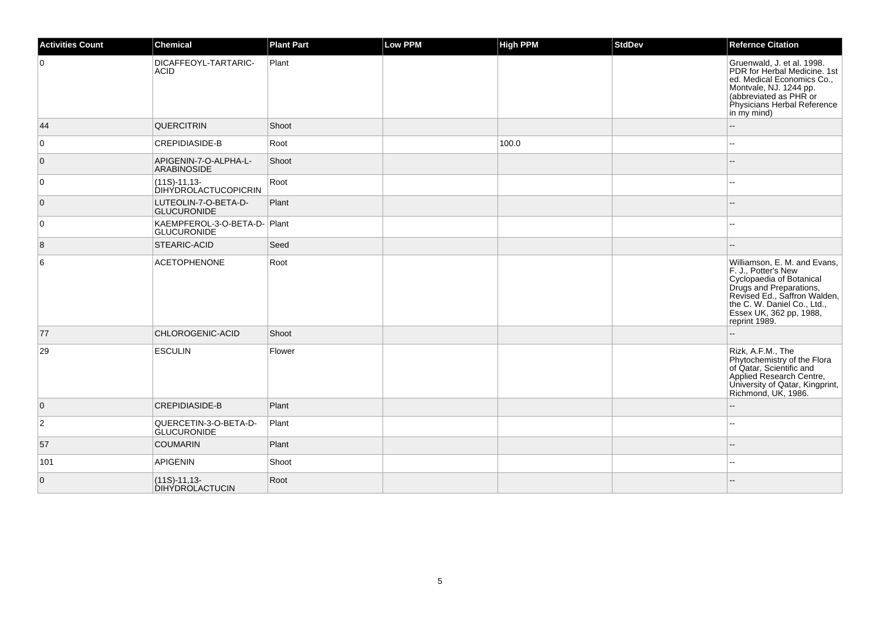| Activities Count | Chemical | Plant Part | Low PPM | High PPM | StdDev | Refernce Citation |
|---|---|---|---|---|---|---|
| 0 | DICAFFEOYL-TARTARIC-ACID | Plant | | | | Gruenwald, J. et al. 1998. PDR for Herbal Medicine. 1st ed. Medical Economics Co., Montvale, NJ. 1244 pp. (abbreviated as PHR or Physicians Herbal Reference in my mind) |
| 44 | QUERCITRIN | Shoot | | | | -- |
| 0 | CREPIDIASIDE-B | Root | | 100.0 | | -- |
| 0 | APIGENIN-7-O-ALPHA-L-ARABINOSIDE | Shoot | | | | -- |
| 0 | (11S)-11,13-DIHYDROLACTUCOPICRIN | Root | | | | -- |
| 0 | LUTEOLIN-7-O-BETA-D-GLUCURONIDE | Plant | | | | -- |
| 0 | KAEMPFEROL-3-O-BETA-D-GLUCURONIDE | Plant | | | | -- |
| 8 | STEARIC-ACID | Seed | | | | -- |
| 6 | ACETOPHENONE | Root | | | | Williamson, E. M. and Evans, F. J., Potter's New Cyclopaedia of Botanical Drugs and Preparations, Revised Ed., Saffron Walden, the C. W. Daniel Co., Ltd., Essex UK, 362 pp, 1988, reprint 1989. |
| 77 | CHLOROGENIC-ACID | Shoot | | | | -- |
| 29 | ESCULIN | Flower | | | | Rizk, A.F.M., The Phytochemistry of the Flora of Qatar, Scientific and Applied Research Centre, University of Qatar, Kingprint, Richmond, UK, 1986. |
| 0 | CREPIDIASIDE-B | Plant | | | | -- |
| 2 | QUERCETIN-3-O-BETA-D-GLUCURONIDE | Plant | | | | -- |
| 57 | COUMARIN | Plant | | | | -- |
| 101 | APIGENIN | Shoot | | | | -- |
| 0 | (11S)-11,13-DIHYDROLACTUCIN | Root | | | | -- |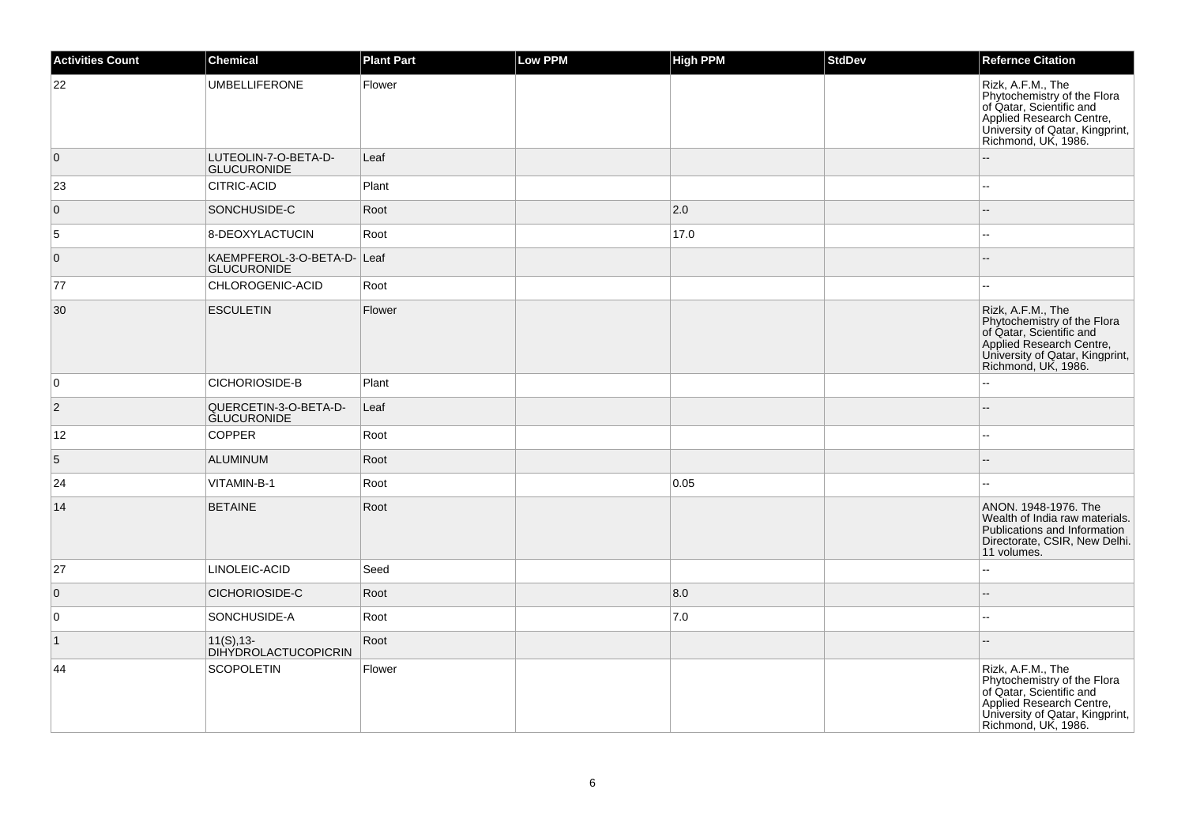| Activities Count | Chemical | Plant Part | Low PPM | High PPM | StdDev | Refernce Citation |
|---|---|---|---|---|---|---|
| 22 | UMBELLIFERONE | Flower | | | | Rizk, A.F.M., The Phytochemistry of the Flora of Qatar, Scientific and Applied Research Centre, University of Qatar, Kingprint, Richmond, UK, 1986. |
| 0 | LUTEOLIN-7-O-BETA-D-GLUCURONIDE | Leaf | | | | -- |
| 23 | CITRIC-ACID | Plant | | | | -- |
| 0 | SONCHUSIDE-C | Root | | 2.0 | | -- |
| 5 | 8-DEOXYLACTUCIN | Root | | 17.0 | | -- |
| 0 | KAEMPFEROL-3-O-BETA-D-GLUCURONIDE | Leaf | | | | -- |
| 77 | CHLOROGENIC-ACID | Root | | | | -- |
| 30 | ESCULETIN | Flower | | | | Rizk, A.F.M., The Phytochemistry of the Flora of Qatar, Scientific and Applied Research Centre, University of Qatar, Kingprint, Richmond, UK, 1986. |
| 0 | CICHORIOSIDE-B | Plant | | | | -- |
| 2 | QUERCETIN-3-O-BETA-D-GLUCURONIDE | Leaf | | | | -- |
| 12 | COPPER | Root | | | | -- |
| 5 | ALUMINUM | Root | | | | -- |
| 24 | VITAMIN-B-1 | Root | | 0.05 | | -- |
| 14 | BETAINE | Root | | | | ANON. 1948-1976. The Wealth of India raw materials. Publications and Information Directorate, CSIR, New Delhi. 11 volumes. |
| 27 | LINOLEIC-ACID | Seed | | | | -- |
| 0 | CICHORIOSIDE-C | Root | | 8.0 | | -- |
| 0 | SONCHUSIDE-A | Root | | 7.0 | | -- |
| 1 | 11(S),13-DIHYDROLACTUCOPICRIN | Root | | | | -- |
| 44 | SCOPOLETIN | Flower | | | | Rizk, A.F.M., The Phytochemistry of the Flora of Qatar, Scientific and Applied Research Centre, University of Qatar, Kingprint, Richmond, UK, 1986. |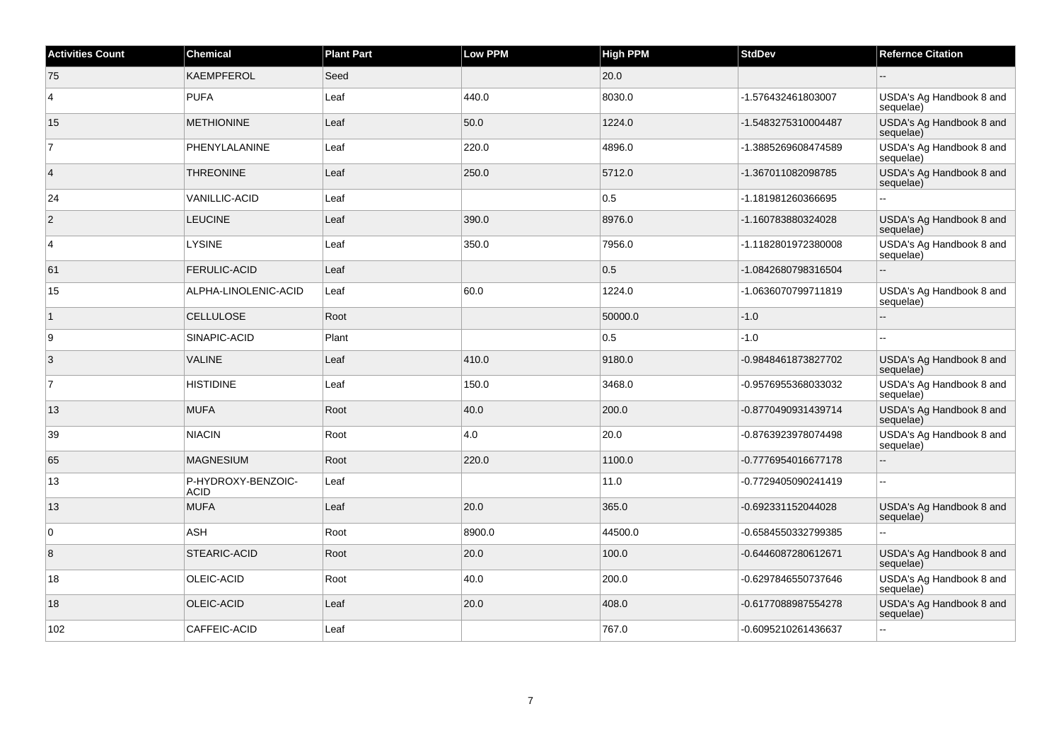| Activities Count | Chemical | Plant Part | Low PPM | High PPM | StdDev | Refernce Citation |
|---|---|---|---|---|---|---|
| 75 | KAEMPFEROL | Seed | | 20.0 | | -- |
| 4 | PUFA | Leaf | 440.0 | 8030.0 | -1.576432461803007 | USDA's Ag Handbook 8 and sequelae) |
| 15 | METHIONINE | Leaf | 50.0 | 1224.0 | -1.5483275310004487 | USDA's Ag Handbook 8 and sequelae) |
| 7 | PHENYLALANINE | Leaf | 220.0 | 4896.0 | -1.3885269608474589 | USDA's Ag Handbook 8 and sequelae) |
| 4 | THREONINE | Leaf | 250.0 | 5712.0 | -1.367011082098785 | USDA's Ag Handbook 8 and sequelae) |
| 24 | VANILLIC-ACID | Leaf | | 0.5 | -1.181981260366695 | -- |
| 2 | LEUCINE | Leaf | 390.0 | 8976.0 | -1.160783880324028 | USDA's Ag Handbook 8 and sequelae) |
| 4 | LYSINE | Leaf | 350.0 | 7956.0 | -1.1182801972380008 | USDA's Ag Handbook 8 and sequelae) |
| 61 | FERULIC-ACID | Leaf | | 0.5 | -1.0842680798316504 | -- |
| 15 | ALPHA-LINOLENIC-ACID | Leaf | 60.0 | 1224.0 | -1.0636070799711819 | USDA's Ag Handbook 8 and sequelae) |
| 1 | CELLULOSE | Root | | 50000.0 | -1.0 | -- |
| 9 | SINAPIC-ACID | Plant | | 0.5 | -1.0 | -- |
| 3 | VALINE | Leaf | 410.0 | 9180.0 | -0.9848461873827702 | USDA's Ag Handbook 8 and sequelae) |
| 7 | HISTIDINE | Leaf | 150.0 | 3468.0 | -0.9576955368033032 | USDA's Ag Handbook 8 and sequelae) |
| 13 | MUFA | Root | 40.0 | 200.0 | -0.8770490931439714 | USDA's Ag Handbook 8 and sequelae) |
| 39 | NIACIN | Root | 4.0 | 20.0 | -0.8763923978074498 | USDA's Ag Handbook 8 and sequelae) |
| 65 | MAGNESIUM | Root | 220.0 | 1100.0 | -0.7776954016677178 | -- |
| 13 | P-HYDROXY-BENZOIC-ACID | Leaf | | 11.0 | -0.7729405090241419 | -- |
| 13 | MUFA | Leaf | 20.0 | 365.0 | -0.692331152044028 | USDA's Ag Handbook 8 and sequelae) |
| 0 | ASH | Root | 8900.0 | 44500.0 | -0.6584550332799385 | -- |
| 8 | STEARIC-ACID | Root | 20.0 | 100.0 | -0.6446087280612671 | USDA's Ag Handbook 8 and sequelae) |
| 18 | OLEIC-ACID | Root | 40.0 | 200.0 | -0.6297846550737646 | USDA's Ag Handbook 8 and sequelae) |
| 18 | OLEIC-ACID | Leaf | 20.0 | 408.0 | -0.6177088987554278 | USDA's Ag Handbook 8 and sequelae) |
| 102 | CAFFEIC-ACID | Leaf | | 767.0 | -0.6095210261436637 | -- |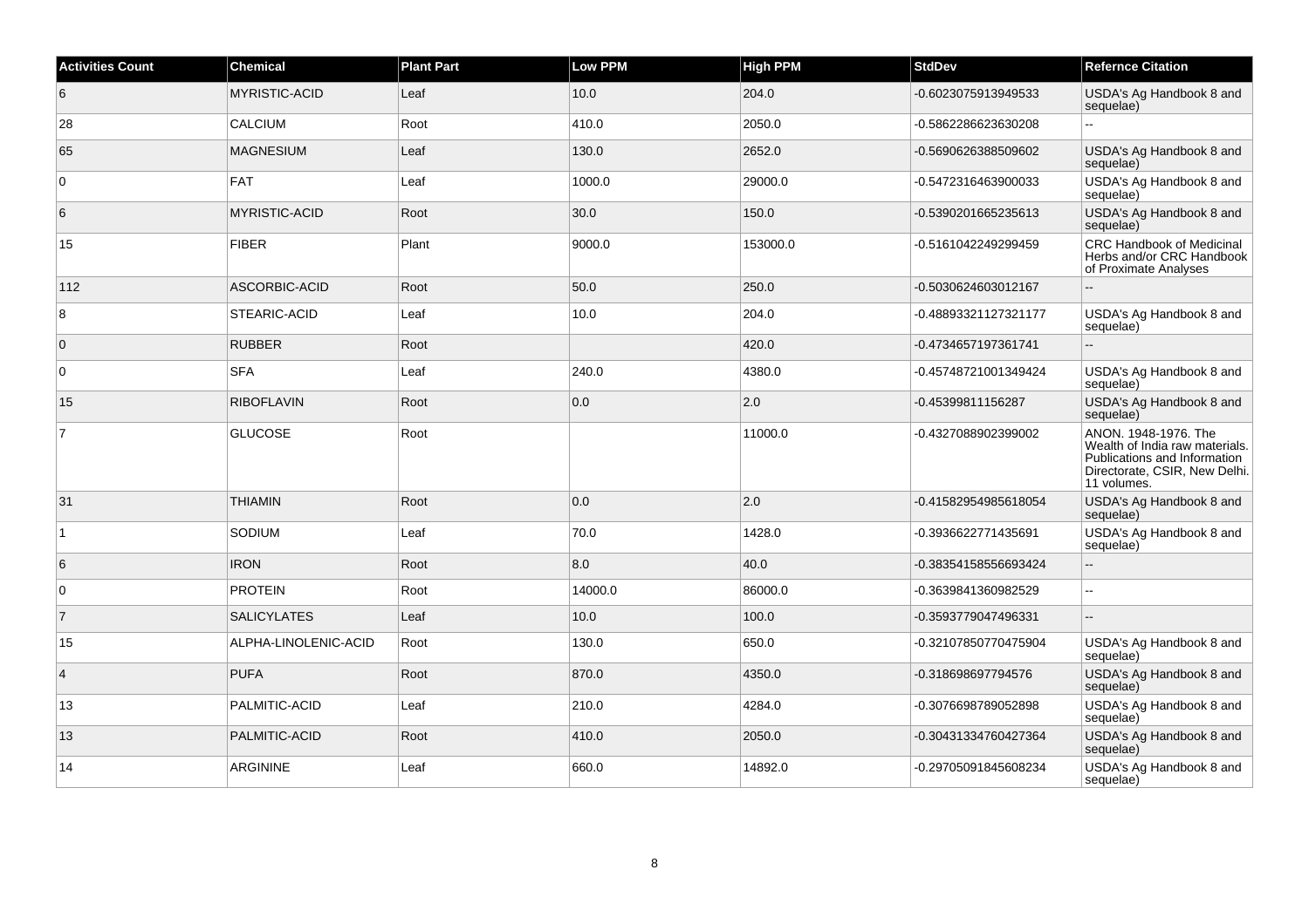| Activities Count | Chemical | Plant Part | Low PPM | High PPM | StdDev | Refernce Citation |
| --- | --- | --- | --- | --- | --- | --- |
| 6 | MYRISTIC-ACID | Leaf | 10.0 | 204.0 | -0.6023075913949533 | USDA's Ag Handbook 8 and sequelae) |
| 28 | CALCIUM | Root | 410.0 | 2050.0 | -0.5862286623630208 | -- |
| 65 | MAGNESIUM | Leaf | 130.0 | 2652.0 | -0.5690626388509602 | USDA's Ag Handbook 8 and sequelae) |
| 0 | FAT | Leaf | 1000.0 | 29000.0 | -0.5472316463900033 | USDA's Ag Handbook 8 and sequelae) |
| 6 | MYRISTIC-ACID | Root | 30.0 | 150.0 | -0.5390201665235613 | USDA's Ag Handbook 8 and sequelae) |
| 15 | FIBER | Plant | 9000.0 | 153000.0 | -0.5161042249299459 | CRC Handbook of Medicinal Herbs and/or CRC Handbook of Proximate Analyses |
| 112 | ASCORBIC-ACID | Root | 50.0 | 250.0 | -0.5030624603012167 | -- |
| 8 | STEARIC-ACID | Leaf | 10.0 | 204.0 | -0.48893321127321177 | USDA's Ag Handbook 8 and sequelae) |
| 0 | RUBBER | Root | | 420.0 | -0.4734657197361741 | -- |
| 0 | SFA | Leaf | 240.0 | 4380.0 | -0.45748721001349424 | USDA's Ag Handbook 8 and sequelae) |
| 15 | RIBOFLAVIN | Root | 0.0 | 2.0 | -0.45399811156287 | USDA's Ag Handbook 8 and sequelae) |
| 7 | GLUCOSE | Root | | 11000.0 | -0.4327088902399002 | ANON. 1948-1976. The Wealth of India raw materials. Publications and Information Directorate, CSIR, New Delhi. 11 volumes. |
| 31 | THIAMIN | Root | 0.0 | 2.0 | -0.41582954985618054 | USDA's Ag Handbook 8 and sequelae) |
| 1 | SODIUM | Leaf | 70.0 | 1428.0 | -0.3936622771435691 | USDA's Ag Handbook 8 and sequelae) |
| 6 | IRON | Root | 8.0 | 40.0 | -0.38354158556693424 | -- |
| 0 | PROTEIN | Root | 14000.0 | 86000.0 | -0.3639841360982529 | -- |
| 7 | SALICYLATES | Leaf | 10.0 | 100.0 | -0.3593779047496331 | -- |
| 15 | ALPHA-LINOLENIC-ACID | Root | 130.0 | 650.0 | -0.32107850770475904 | USDA's Ag Handbook 8 and sequelae) |
| 4 | PUFA | Root | 870.0 | 4350.0 | -0.318698697794576 | USDA's Ag Handbook 8 and sequelae) |
| 13 | PALMITIC-ACID | Leaf | 210.0 | 4284.0 | -0.3076698789052898 | USDA's Ag Handbook 8 and sequelae) |
| 13 | PALMITIC-ACID | Root | 410.0 | 2050.0 | -0.30431334760427364 | USDA's Ag Handbook 8 and sequelae) |
| 14 | ARGININE | Leaf | 660.0 | 14892.0 | -0.29705091845608234 | USDA's Ag Handbook 8 and sequelae) |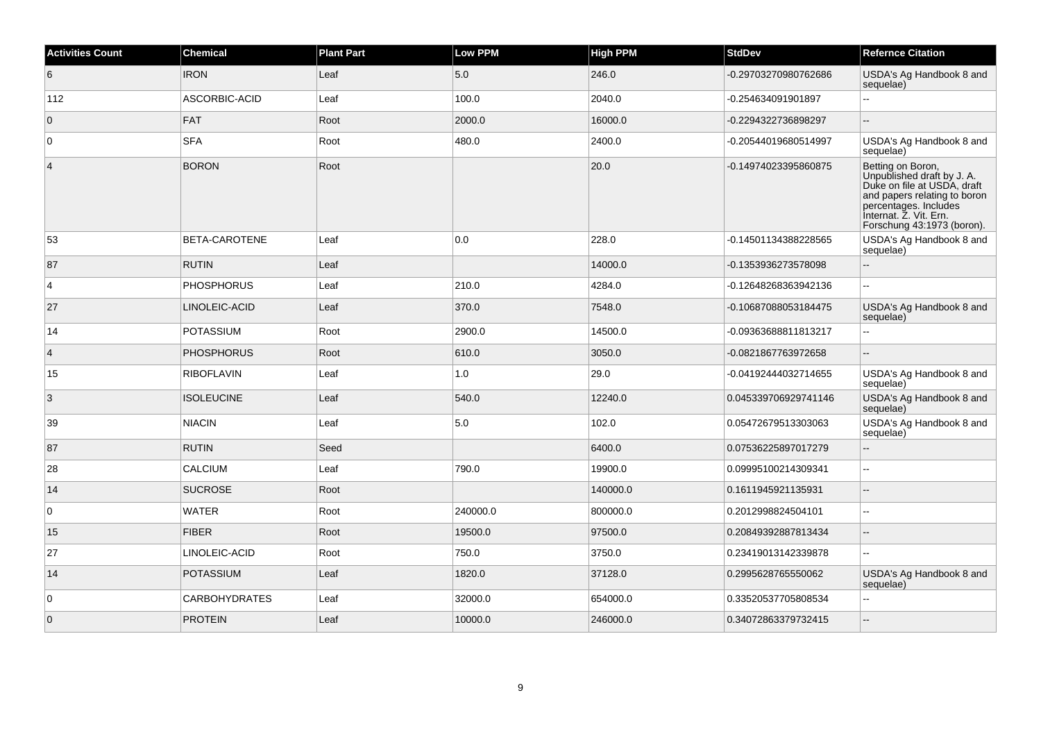| Activities Count | Chemical | Plant Part | Low PPM | High PPM | StdDev | Refernce Citation |
| --- | --- | --- | --- | --- | --- | --- |
| 6 | IRON | Leaf | 5.0 | 246.0 | -0.29703270980762686 | USDA's Ag Handbook 8 and sequelae) |
| 112 | ASCORBIC-ACID | Leaf | 100.0 | 2040.0 | -0.254634091901897 | -- |
| 0 | FAT | Root | 2000.0 | 16000.0 | -0.2294322736898297 | -- |
| 0 | SFA | Root | 480.0 | 2400.0 | -0.20544019680514997 | USDA's Ag Handbook 8 and sequelae) |
| 4 | BORON | Root | | 20.0 | -0.14974023395860875 | Betting on Boron, Unpublished draft by J. A. Duke on file at USDA, draft and papers relating to boron percentages. Includes Internat. Z. Vit. Ern. Forschung 43:1973 (boron). |
| 53 | BETA-CAROTENE | Leaf | 0.0 | 228.0 | -0.14501134388228565 | USDA's Ag Handbook 8 and sequelae) |
| 87 | RUTIN | Leaf | | 14000.0 | -0.1353936273578098 | -- |
| 4 | PHOSPHORUS | Leaf | 210.0 | 4284.0 | -0.12648268363942136 | -- |
| 27 | LINOLEIC-ACID | Leaf | 370.0 | 7548.0 | -0.10687088053184475 | USDA's Ag Handbook 8 and sequelae) |
| 14 | POTASSIUM | Root | 2900.0 | 14500.0 | -0.09363688811813217 | -- |
| 4 | PHOSPHORUS | Root | 610.0 | 3050.0 | -0.0821867763972658 | -- |
| 15 | RIBOFLAVIN | Leaf | 1.0 | 29.0 | -0.04192444032714655 | USDA's Ag Handbook 8 and sequelae) |
| 3 | ISOLEUCINE | Leaf | 540.0 | 12240.0 | 0.045339706929741146 | USDA's Ag Handbook 8 and sequelae) |
| 39 | NIACIN | Leaf | 5.0 | 102.0 | 0.05472679513303063 | USDA's Ag Handbook 8 and sequelae) |
| 87 | RUTIN | Seed | | 6400.0 | 0.07536225897017279 | -- |
| 28 | CALCIUM | Leaf | 790.0 | 19900.0 | 0.09995100214309341 | -- |
| 14 | SUCROSE | Root | | 140000.0 | 0.1611945921135931 | -- |
| 0 | WATER | Root | 240000.0 | 800000.0 | 0.2012998824504101 | -- |
| 15 | FIBER | Root | 19500.0 | 97500.0 | 0.20849392887813434 | -- |
| 27 | LINOLEIC-ACID | Root | 750.0 | 3750.0 | 0.23419013142339878 | -- |
| 14 | POTASSIUM | Leaf | 1820.0 | 37128.0 | 0.2995628765550062 | USDA's Ag Handbook 8 and sequelae) |
| 0 | CARBOHYDRATES | Leaf | 32000.0 | 654000.0 | 0.33520537705808534 | -- |
| 0 | PROTEIN | Leaf | 10000.0 | 246000.0 | 0.34072863379732415 | -- |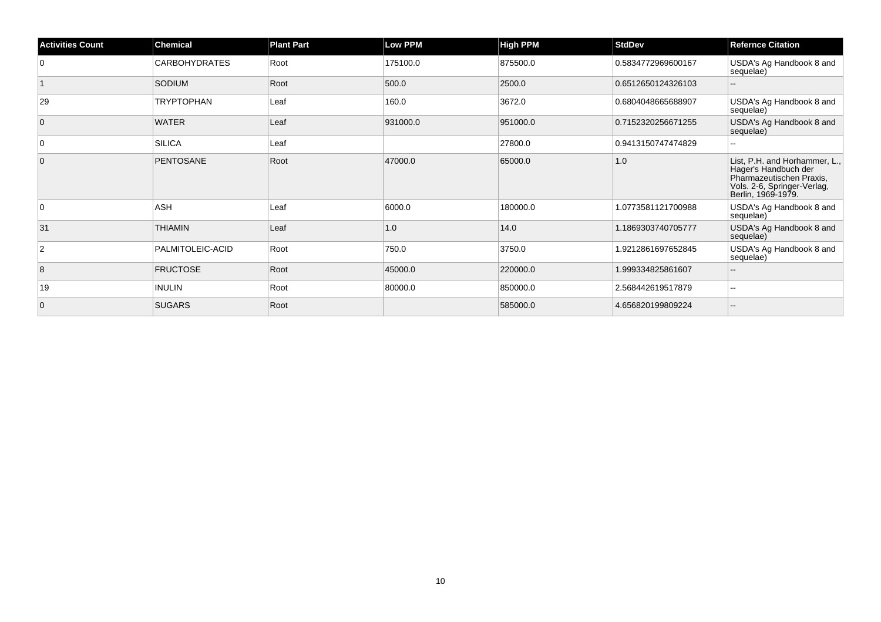| Activities Count | Chemical | Plant Part | Low PPM | High PPM | StdDev | Refernce Citation |
| --- | --- | --- | --- | --- | --- | --- |
| 0 | CARBOHYDRATES | Root | 175100.0 | 875500.0 | 0.5834772969600167 | USDA's Ag Handbook 8 and sequelae) |
| 1 | SODIUM | Root | 500.0 | 2500.0 | 0.6512650124326103 | -- |
| 29 | TRYPTOPHAN | Leaf | 160.0 | 3672.0 | 0.6804048665688907 | USDA's Ag Handbook 8 and sequelae) |
| 0 | WATER | Leaf | 931000.0 | 951000.0 | 0.7152320256671255 | USDA's Ag Handbook 8 and sequelae) |
| 0 | SILICA | Leaf | | 27800.0 | 0.9413150747474829 | -- |
| 0 | PENTOSANE | Root | 47000.0 | 65000.0 | 1.0 | List, P.H. and Horhammer, L., Hager's Handbuch der Pharmazeutischen Praxis, Vols. 2-6, Springer-Verlag, Berlin, 1969-1979. |
| 0 | ASH | Leaf | 6000.0 | 180000.0 | 1.0773581121700988 | USDA's Ag Handbook 8 and sequelae) |
| 31 | THIAMIN | Leaf | 1.0 | 14.0 | 1.1869303740705777 | USDA's Ag Handbook 8 and sequelae) |
| 2 | PALMITOLEIC-ACID | Root | 750.0 | 3750.0 | 1.9212861697652845 | USDA's Ag Handbook 8 and sequelae) |
| 8 | FRUCTOSE | Root | 45000.0 | 220000.0 | 1.999334825861607 | -- |
| 19 | INULIN | Root | 80000.0 | 850000.0 | 2.568442619517879 | -- |
| 0 | SUGARS | Root | | 585000.0 | 4.656820199809224 | -- |